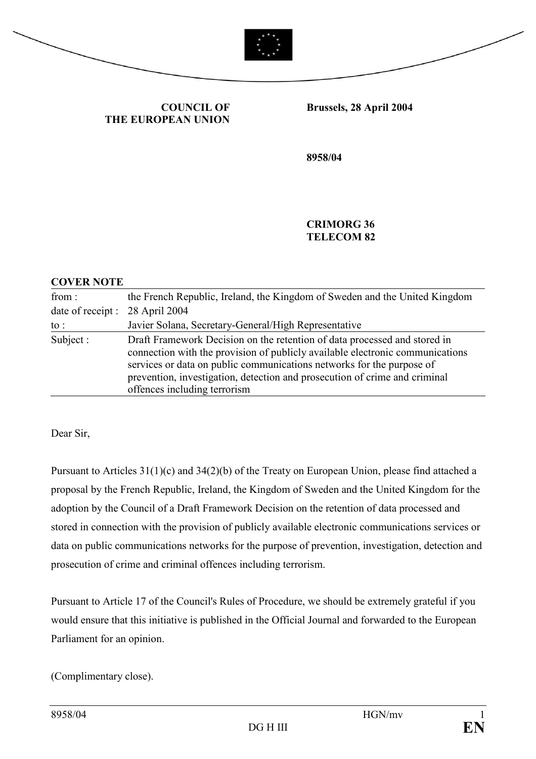**COUNCIL OF THE EUROPEAN UNION**

**Brussels, 28 April 2004**

**8958/04**

**CRIMORG 36**
**TELECOM 82**

**COVER NOTE**

| | |
|---|---|
| from : | the French Republic, Ireland, the Kingdom of Sweden and the United Kingdom |
| date of receipt : | 28 April 2004 |
| to : | Javier Solana, Secretary-General/High Representative |
| Subject : | Draft Framework Decision on the retention of data processed and stored in connection with the provision of publicly available electronic communications services or data on public communications networks for the purpose of prevention, investigation, detection and prosecution of crime and criminal offences including terrorism |

Dear Sir,

Pursuant to Articles 31(1)(c) and 34(2)(b) of the Treaty on European Union, please find attached a proposal by the French Republic, Ireland, the Kingdom of Sweden and the United Kingdom for the adoption by the Council of a Draft Framework Decision on the retention of data processed and stored in connection with the provision of publicly available electronic communications services or data on public communications networks for the purpose of prevention, investigation, detection and prosecution of crime and criminal offences including terrorism.

Pursuant to Article 17 of the Council's Rules of Procedure, we should be extremely grateful if you would ensure that this initiative is published in the Official Journal and forwarded to the European Parliament for an opinion.

(Complimentary close).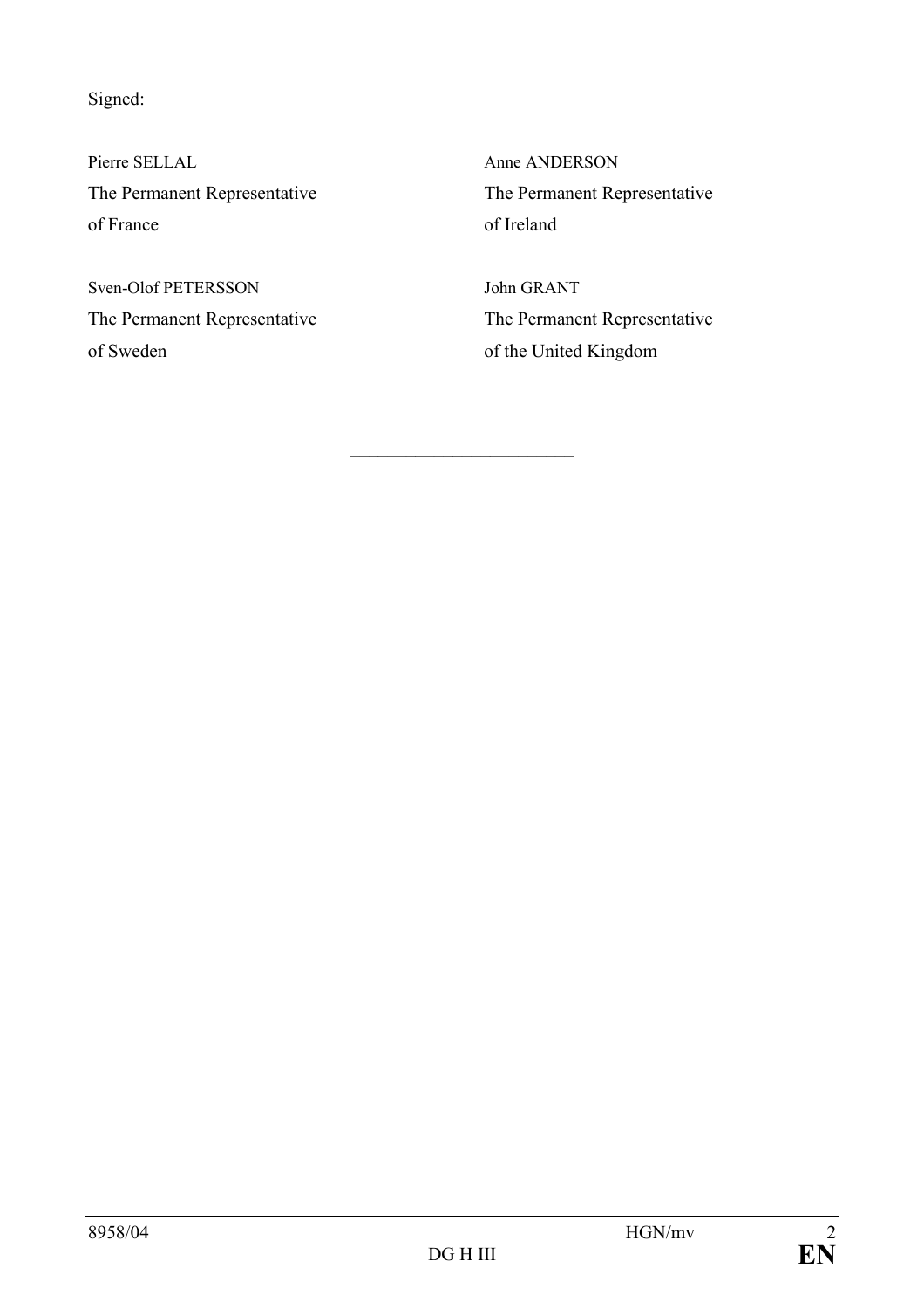Signed:

Pierre SELLAL
The Permanent Representative
of France

Anne ANDERSON
The Permanent Representative
of Ireland

Sven-Olof PETERSSON
The Permanent Representative
of Sweden

John GRANT
The Permanent Representative
of the United Kingdom

________________________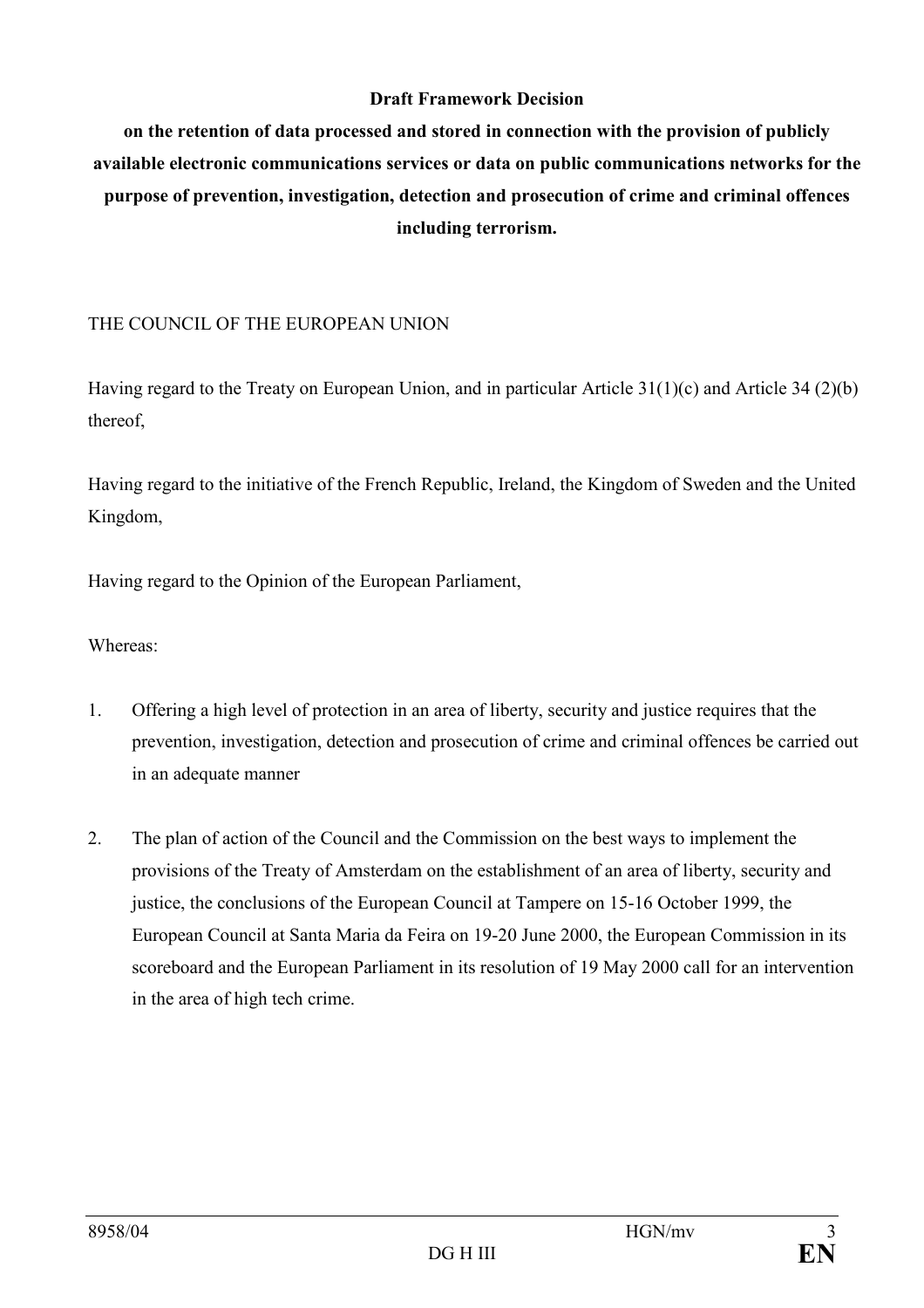**Draft Framework Decision**

**on the retention of data processed and stored in connection with the provision of publicly available electronic communications services or data on public communications networks for the purpose of prevention, investigation, detection and prosecution of crime and criminal offences including terrorism.**

THE COUNCIL OF THE EUROPEAN UNION

Having regard to the Treaty on European Union, and in particular Article 31(1)(c) and Article 34 (2)(b) thereof,

Having regard to the initiative of the French Republic, Ireland, the Kingdom of Sweden and the United Kingdom,

Having regard to the Opinion of the European Parliament,

Whereas:

1. Offering a high level of protection in an area of liberty, security and justice requires that the prevention, investigation, detection and prosecution of crime and criminal offences be carried out in an adequate manner

2. The plan of action of the Council and the Commission on the best ways to implement the provisions of the Treaty of Amsterdam on the establishment of an area of liberty, security and justice, the conclusions of the European Council at Tampere on 15-16 October 1999, the European Council at Santa Maria da Feira on 19-20 June 2000, the European Commission in its scoreboard and the European Parliament in its resolution of 19 May 2000 call for an intervention in the area of high tech crime.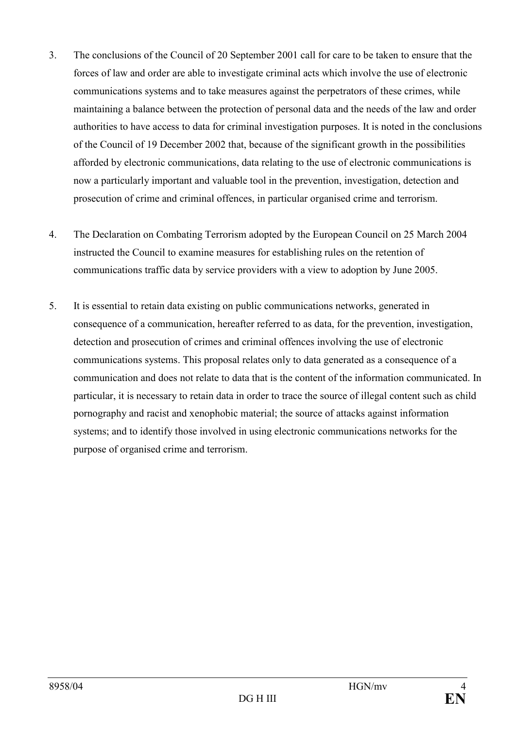3. The conclusions of the Council of 20 September 2001 call for care to be taken to ensure that the forces of law and order are able to investigate criminal acts which involve the use of electronic communications systems and to take measures against the perpetrators of these crimes, while maintaining a balance between the protection of personal data and the needs of the law and order authorities to have access to data for criminal investigation purposes. It is noted in the conclusions of the Council of 19 December 2002 that, because of the significant growth in the possibilities afforded by electronic communications, data relating to the use of electronic communications is now a particularly important and valuable tool in the prevention, investigation, detection and prosecution of crime and criminal offences, in particular organised crime and terrorism.

4. The Declaration on Combating Terrorism adopted by the European Council on 25 March 2004 instructed the Council to examine measures for establishing rules on the retention of communications traffic data by service providers with a view to adoption by June 2005.

5. It is essential to retain data existing on public communications networks, generated in consequence of a communication, hereafter referred to as data, for the prevention, investigation, detection and prosecution of crimes and criminal offences involving the use of electronic communications systems. This proposal relates only to data generated as a consequence of a communication and does not relate to data that is the content of the information communicated. In particular, it is necessary to retain data in order to trace the source of illegal content such as child pornography and racist and xenophobic material; the source of attacks against information systems; and to identify those involved in using electronic communications networks for the purpose of organised crime and terrorism.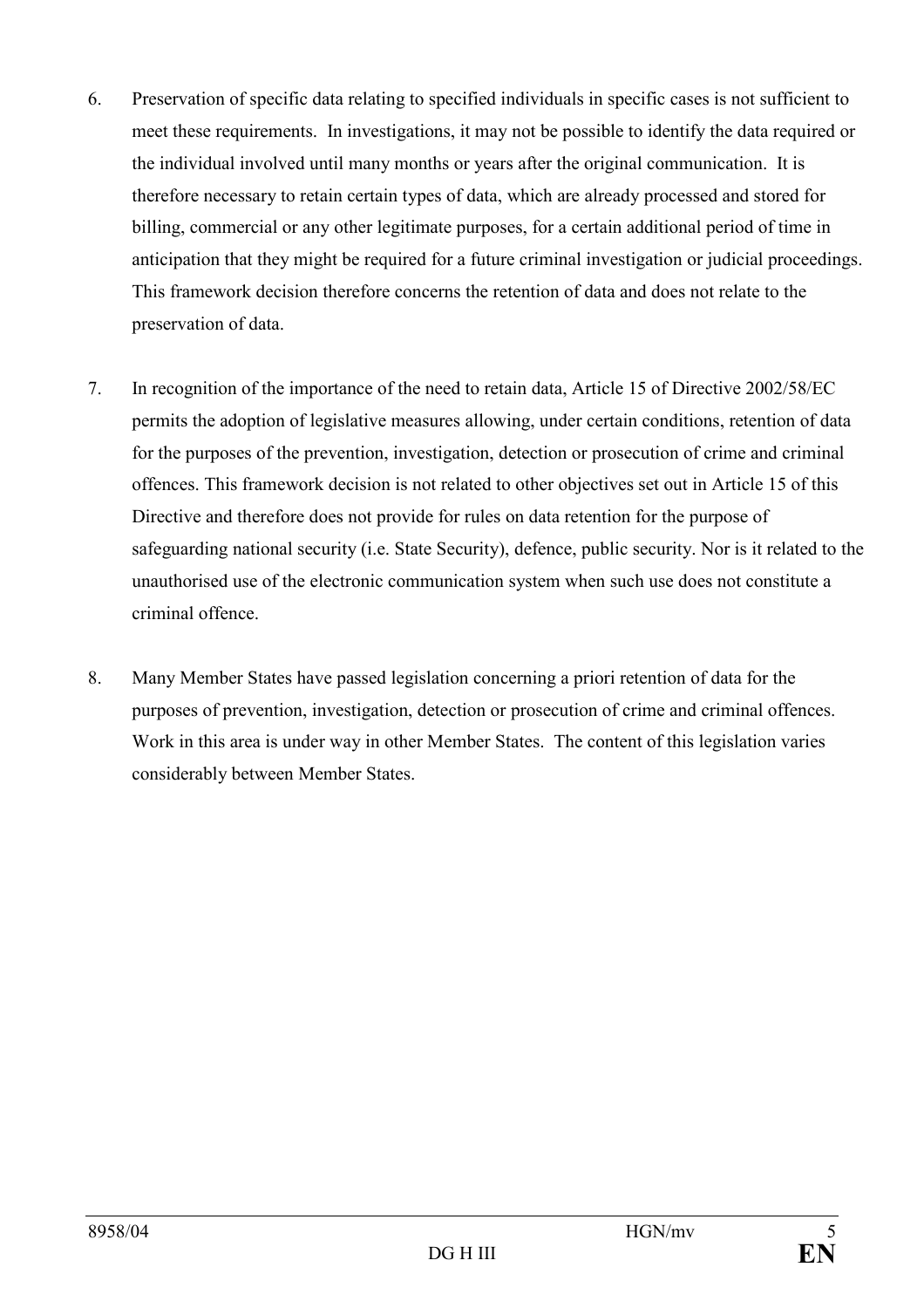6. Preservation of specific data relating to specified individuals in specific cases is not sufficient to meet these requirements. In investigations, it may not be possible to identify the data required or the individual involved until many months or years after the original communication. It is therefore necessary to retain certain types of data, which are already processed and stored for billing, commercial or any other legitimate purposes, for a certain additional period of time in anticipation that they might be required for a future criminal investigation or judicial proceedings. This framework decision therefore concerns the retention of data and does not relate to the preservation of data.

7. In recognition of the importance of the need to retain data, Article 15 of Directive 2002/58/EC permits the adoption of legislative measures allowing, under certain conditions, retention of data for the purposes of the prevention, investigation, detection or prosecution of crime and criminal offences. This framework decision is not related to other objectives set out in Article 15 of this Directive and therefore does not provide for rules on data retention for the purpose of safeguarding national security (i.e. State Security), defence, public security. Nor is it related to the unauthorised use of the electronic communication system when such use does not constitute a criminal offence.

8. Many Member States have passed legislation concerning a priori retention of data for the purposes of prevention, investigation, detection or prosecution of crime and criminal offences. Work in this area is under way in other Member States. The content of this legislation varies considerably between Member States.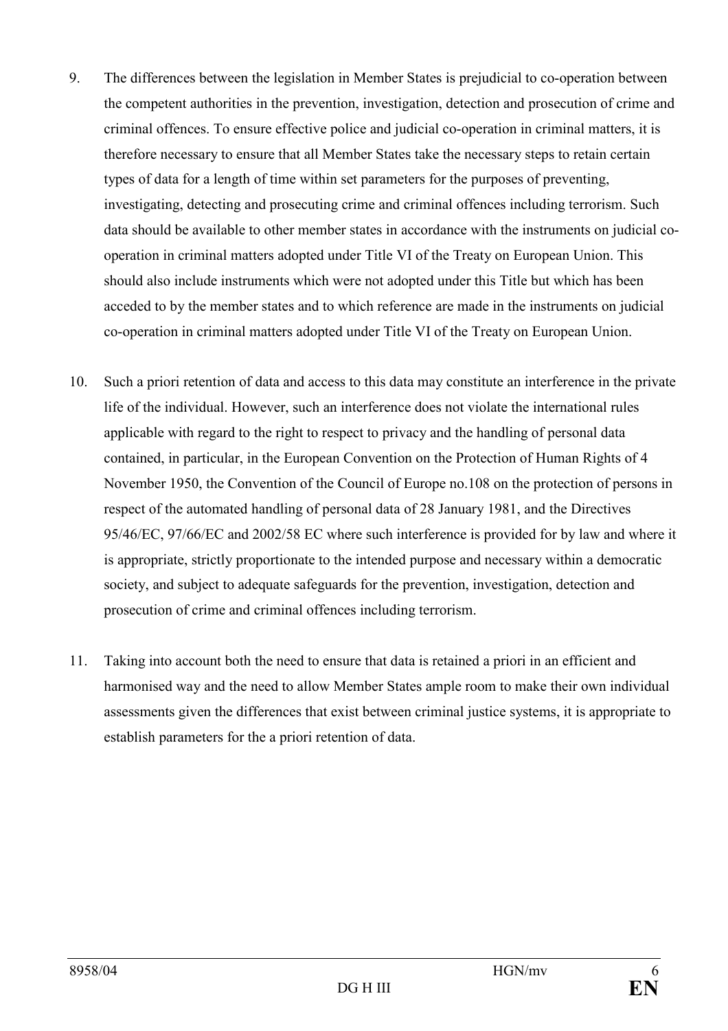9. The differences between the legislation in Member States is prejudicial to co-operation between the competent authorities in the prevention, investigation, detection and prosecution of crime and criminal offences. To ensure effective police and judicial co-operation in criminal matters, it is therefore necessary to ensure that all Member States take the necessary steps to retain certain types of data for a length of time within set parameters for the purposes of preventing, investigating, detecting and prosecuting crime and criminal offences including terrorism. Such data should be available to other member states in accordance with the instruments on judicial co-operation in criminal matters adopted under Title VI of the Treaty on European Union. This should also include instruments which were not adopted under this Title but which has been acceded to by the member states and to which reference are made in the instruments on judicial co-operation in criminal matters adopted under Title VI of the Treaty on European Union.

10. Such a priori retention of data and access to this data may constitute an interference in the private life of the individual. However, such an interference does not violate the international rules applicable with regard to the right to respect to privacy and the handling of personal data contained, in particular, in the European Convention on the Protection of Human Rights of 4 November 1950, the Convention of the Council of Europe no.108 on the protection of persons in respect of the automated handling of personal data of 28 January 1981, and the Directives 95/46/EC, 97/66/EC and 2002/58 EC where such interference is provided for by law and where it is appropriate, strictly proportionate to the intended purpose and necessary within a democratic society, and subject to adequate safeguards for the prevention, investigation, detection and prosecution of crime and criminal offences including terrorism.

11. Taking into account both the need to ensure that data is retained a priori in an efficient and harmonised way and the need to allow Member States ample room to make their own individual assessments given the differences that exist between criminal justice systems, it is appropriate to establish parameters for the a priori retention of data.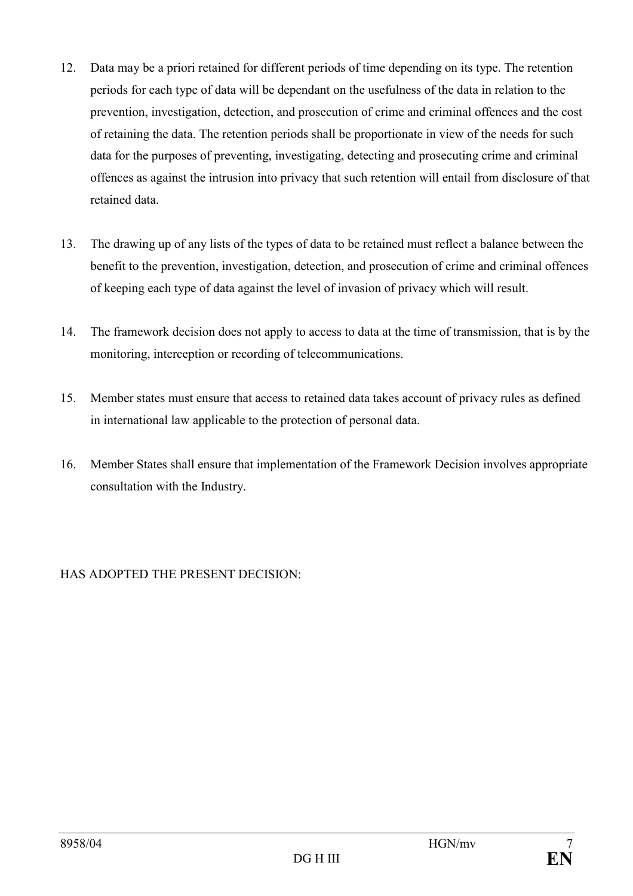12. Data may be a priori retained for different periods of time depending on its type. The retention periods for each type of data will be dependant on the usefulness of the data in relation to the prevention, investigation, detection, and prosecution of crime and criminal offences and the cost of retaining the data. The retention periods shall be proportionate in view of the needs for such data for the purposes of preventing, investigating, detecting and prosecuting crime and criminal offences as against the intrusion into privacy that such retention will entail from disclosure of that retained data.

13. The drawing up of any lists of the types of data to be retained must reflect a balance between the benefit to the prevention, investigation, detection, and prosecution of crime and criminal offences of keeping each type of data against the level of invasion of privacy which will result.

14. The framework decision does not apply to access to data at the time of transmission, that is by the monitoring, interception or recording of telecommunications.

15. Member states must ensure that access to retained data takes account of privacy rules as defined in international law applicable to the protection of personal data.

16. Member States shall ensure that implementation of the Framework Decision involves appropriate consultation with the Industry.

HAS ADOPTED THE PRESENT DECISION: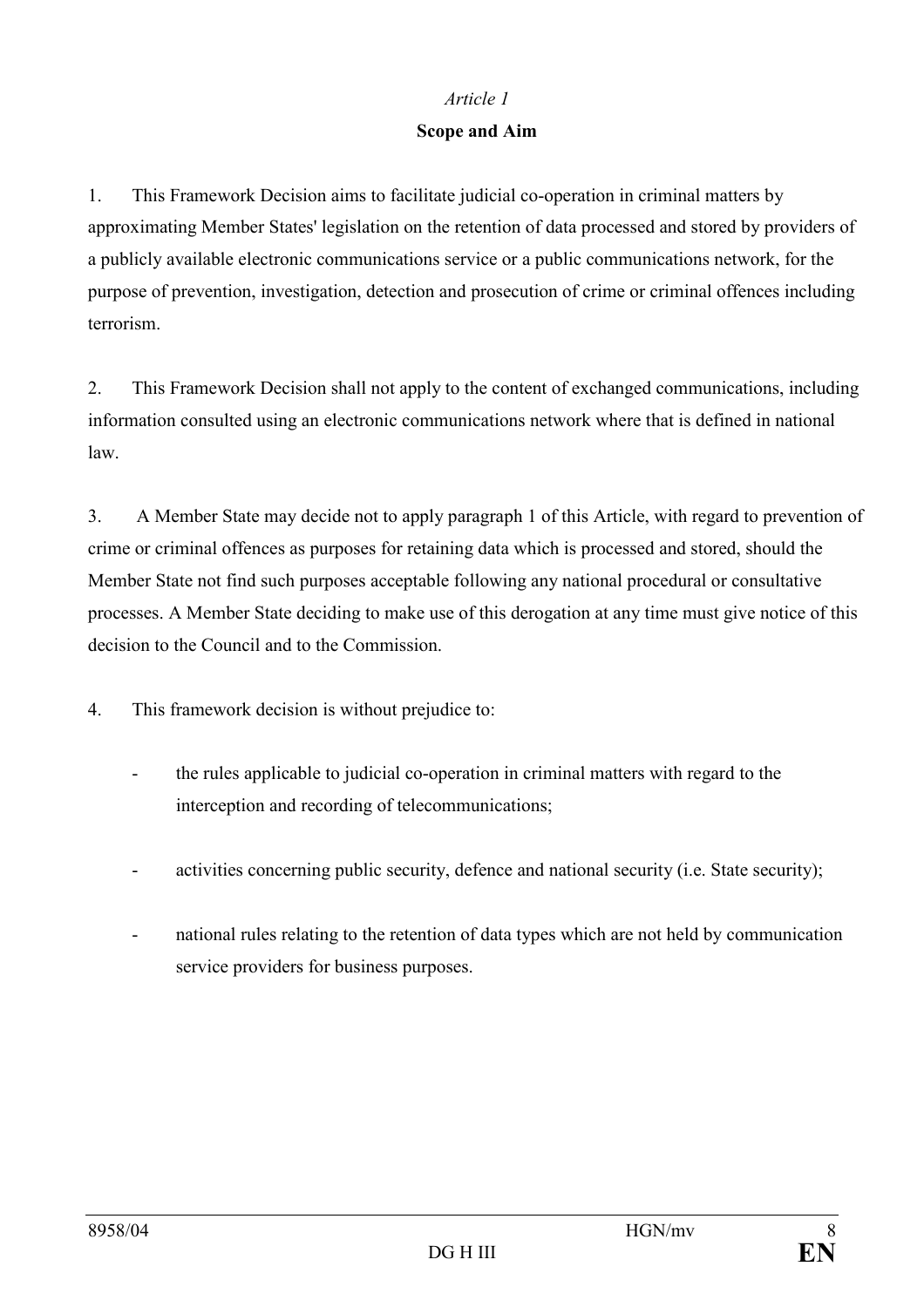*Article 1*

**Scope and Aim**

1. This Framework Decision aims to facilitate judicial co-operation in criminal matters by approximating Member States' legislation on the retention of data processed and stored by providers of a publicly available electronic communications service or a public communications network, for the purpose of prevention, investigation, detection and prosecution of crime or criminal offences including terrorism.

2. This Framework Decision shall not apply to the content of exchanged communications, including information consulted using an electronic communications network where that is defined in national law.

3. A Member State may decide not to apply paragraph 1 of this Article, with regard to prevention of crime or criminal offences as purposes for retaining data which is processed and stored, should the Member State not find such purposes acceptable following any national procedural or consultative processes. A Member State deciding to make use of this derogation at any time must give notice of this decision to the Council and to the Commission.

4. This framework decision is without prejudice to:

- the rules applicable to judicial co-operation in criminal matters with regard to the interception and recording of telecommunications;

- activities concerning public security, defence and national security (i.e. State security);

- national rules relating to the retention of data types which are not held by communication service providers for business purposes.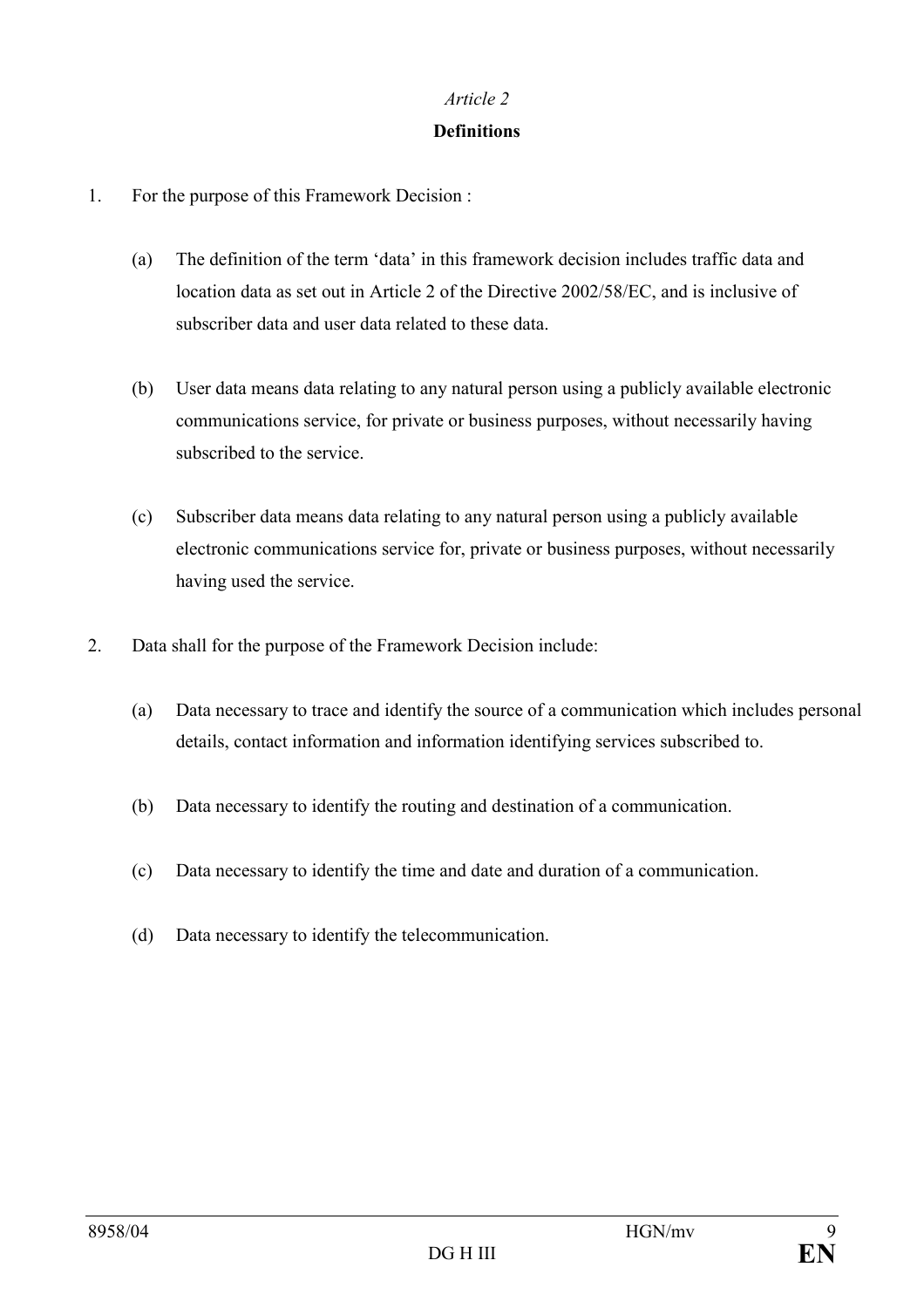*Article 2*

**Definitions**

1. For the purpose of this Framework Decision :

   (a) The definition of the term 'data' in this framework decision includes traffic data and location data as set out in Article 2 of the Directive 2002/58/EC, and is inclusive of subscriber data and user data related to these data.

   (b) User data means data relating to any natural person using a publicly available electronic communications service, for private or business purposes, without necessarily having subscribed to the service.

   (c) Subscriber data means data relating to any natural person using a publicly available electronic communications service for, private or business purposes, without necessarily having used the service.

2. Data shall for the purpose of the Framework Decision include:

   (a) Data necessary to trace and identify the source of a communication which includes personal details, contact information and information identifying services subscribed to.

   (b) Data necessary to identify the routing and destination of a communication.

   (c) Data necessary to identify the time and date and duration of a communication.

   (d) Data necessary to identify the telecommunication.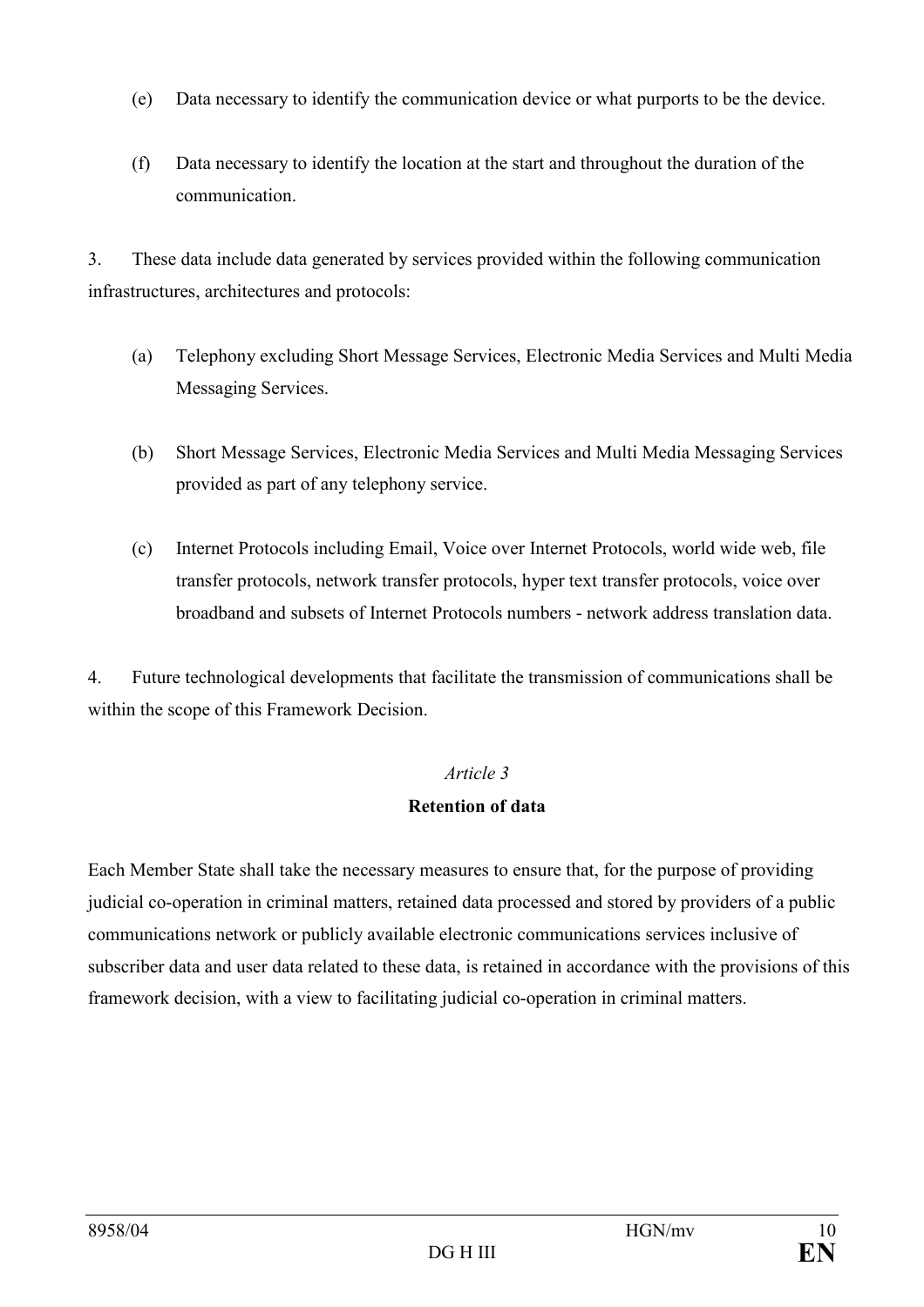(e) Data necessary to identify the communication device or what purports to be the device.

(f) Data necessary to identify the location at the start and throughout the duration of the communication.

3. These data include data generated by services provided within the following communication infrastructures, architectures and protocols:

(a) Telephony excluding Short Message Services, Electronic Media Services and Multi Media Messaging Services.

(b) Short Message Services, Electronic Media Services and Multi Media Messaging Services provided as part of any telephony service.

(c) Internet Protocols including Email, Voice over Internet Protocols, world wide web, file transfer protocols, network transfer protocols, hyper text transfer protocols, voice over broadband and subsets of Internet Protocols numbers - network address translation data.

4. Future technological developments that facilitate the transmission of communications shall be within the scope of this Framework Decision.

*Article 3*

**Retention of data**

Each Member State shall take the necessary measures to ensure that, for the purpose of providing judicial co-operation in criminal matters, retained data processed and stored by providers of a public communications network or publicly available electronic communications services inclusive of subscriber data and user data related to these data, is retained in accordance with the provisions of this framework decision, with a view to facilitating judicial co-operation in criminal matters.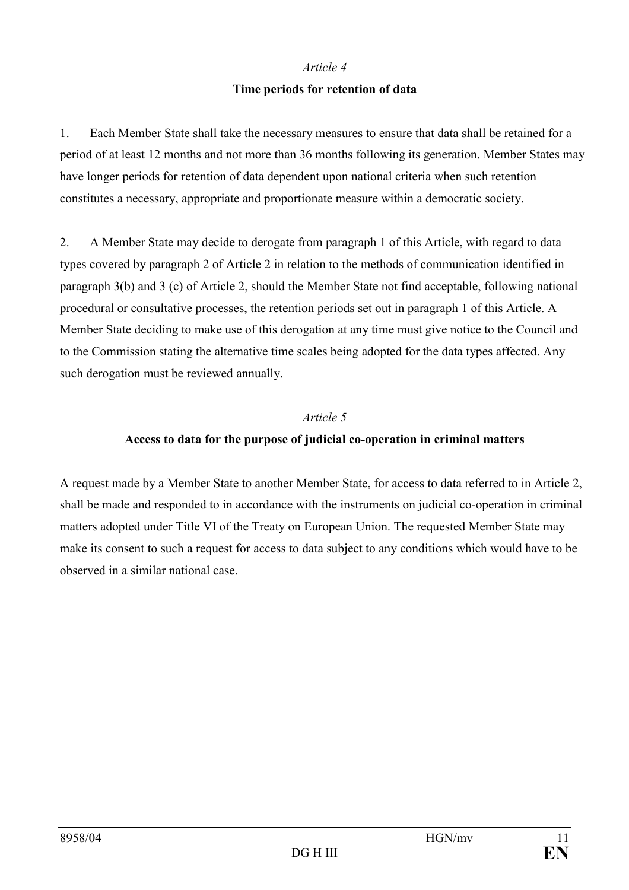*Article 4*

**Time periods for retention of data**

1. Each Member State shall take the necessary measures to ensure that data shall be retained for a period of at least 12 months and not more than 36 months following its generation. Member States may have longer periods for retention of data dependent upon national criteria when such retention constitutes a necessary, appropriate and proportionate measure within a democratic society.

2. A Member State may decide to derogate from paragraph 1 of this Article, with regard to data types covered by paragraph 2 of Article 2 in relation to the methods of communication identified in paragraph 3(b) and 3 (c) of Article 2, should the Member State not find acceptable, following national procedural or consultative processes, the retention periods set out in paragraph 1 of this Article. A Member State deciding to make use of this derogation at any time must give notice to the Council and to the Commission stating the alternative time scales being adopted for the data types affected. Any such derogation must be reviewed annually.

*Article 5*

**Access to data for the purpose of judicial co-operation in criminal matters**

A request made by a Member State to another Member State, for access to data referred to in Article 2, shall be made and responded to in accordance with the instruments on judicial co-operation in criminal matters adopted under Title VI of the Treaty on European Union. The requested Member State may make its consent to such a request for access to data subject to any conditions which would have to be observed in a similar national case.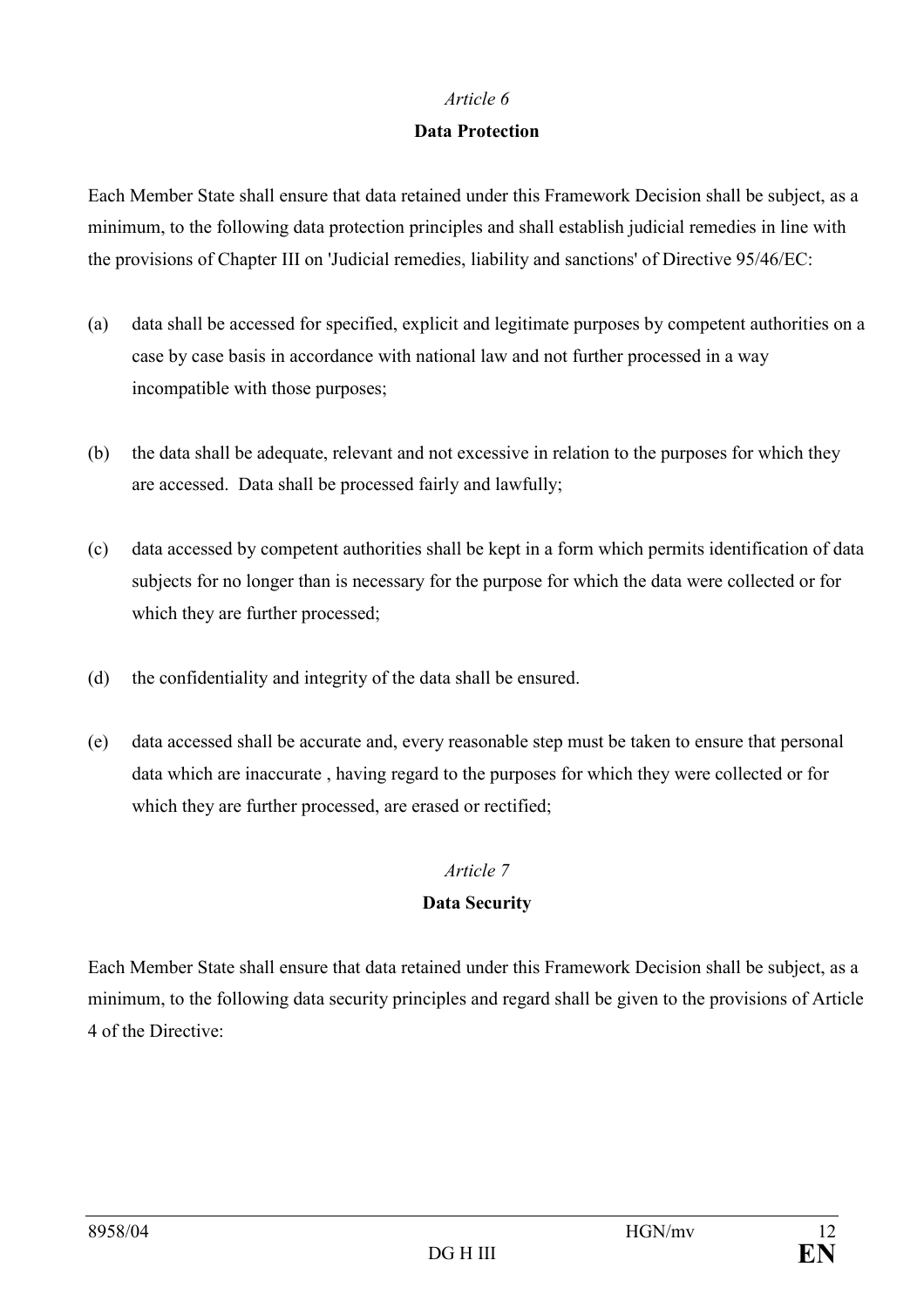*Article 6*

**Data Protection**

Each Member State shall ensure that data retained under this Framework Decision shall be subject, as a minimum, to the following data protection principles and shall establish judicial remedies in line with the provisions of Chapter III on 'Judicial remedies, liability and sanctions' of Directive 95/46/EC:

(a) data shall be accessed for specified, explicit and legitimate purposes by competent authorities on a case by case basis in accordance with national law and not further processed in a way incompatible with those purposes;

(b) the data shall be adequate, relevant and not excessive in relation to the purposes for which they are accessed. Data shall be processed fairly and lawfully;

(c) data accessed by competent authorities shall be kept in a form which permits identification of data subjects for no longer than is necessary for the purpose for which the data were collected or for which they are further processed;

(d) the confidentiality and integrity of the data shall be ensured.

(e) data accessed shall be accurate and, every reasonable step must be taken to ensure that personal data which are inaccurate , having regard to the purposes for which they were collected or for which they are further processed, are erased or rectified;

*Article 7*

**Data Security**

Each Member State shall ensure that data retained under this Framework Decision shall be subject, as a minimum, to the following data security principles and regard shall be given to the provisions of Article 4 of the Directive: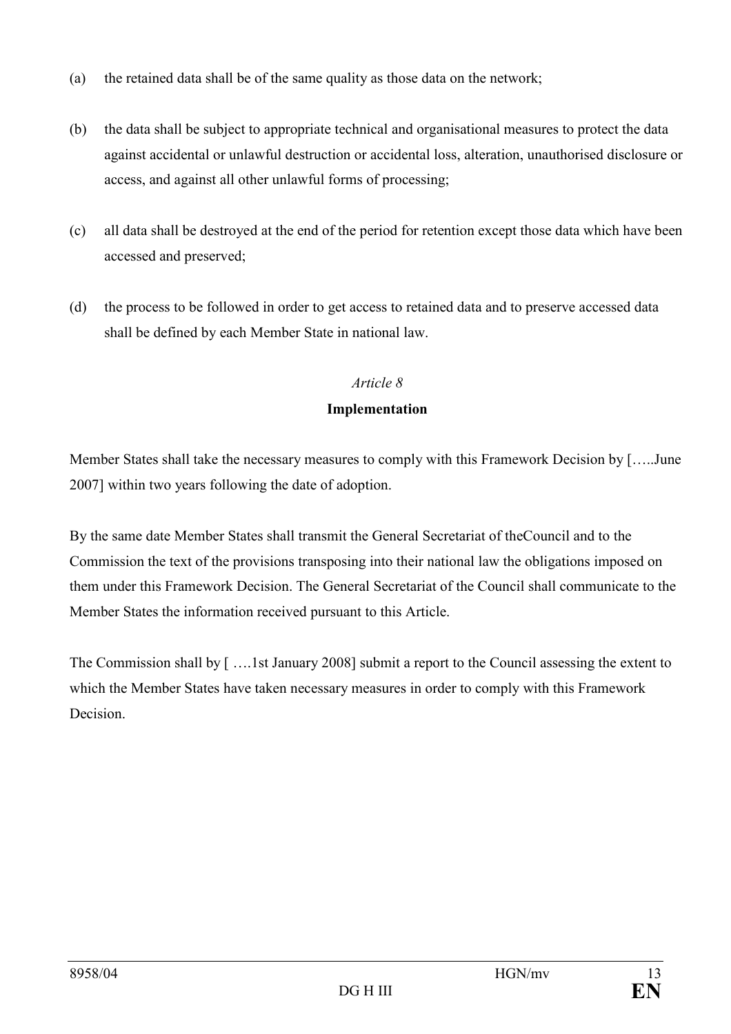(a) the retained data shall be of the same quality as those data on the network;

(b) the data shall be subject to appropriate technical and organisational measures to protect the data against accidental or unlawful destruction or accidental loss, alteration, unauthorised disclosure or access, and against all other unlawful forms of processing;

(c) all data shall be destroyed at the end of the period for retention except those data which have been accessed and preserved;

(d) the process to be followed in order to get access to retained data and to preserve accessed data shall be defined by each Member State in national law.

*Article 8*

**Implementation**

Member States shall take the necessary measures to comply with this Framework Decision by […..June 2007] within two years following the date of adoption.

By the same date Member States shall transmit the General Secretariat of theCouncil and to the Commission the text of the provisions transposing into their national law the obligations imposed on them under this Framework Decision. The General Secretariat of the Council shall communicate to the Member States the information received pursuant to this Article.

The Commission shall by [ ….1st January 2008] submit a report to the Council assessing the extent to which the Member States have taken necessary measures in order to comply with this Framework Decision.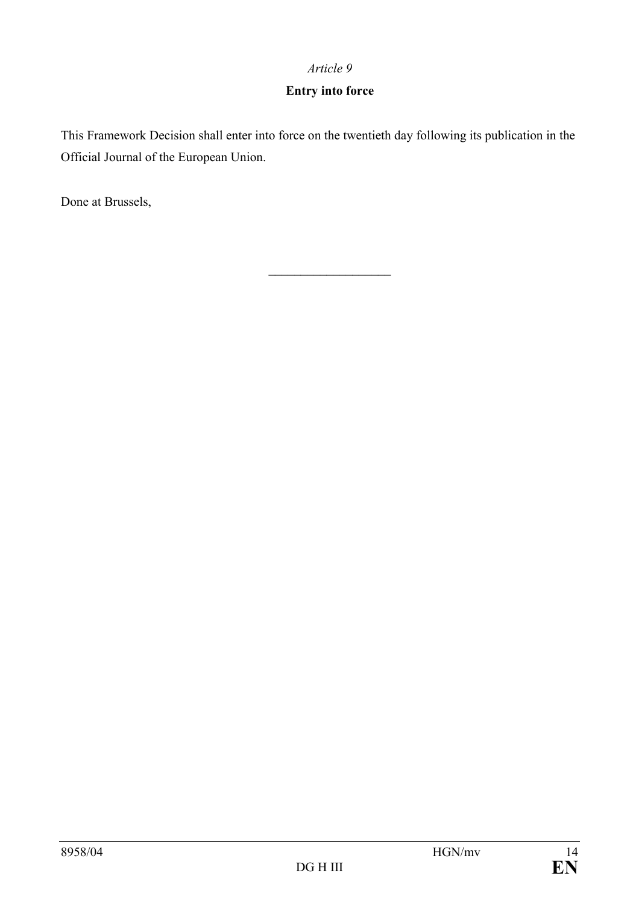*Article 9*

**Entry into force**

This Framework Decision shall enter into force on the twentieth day following its publication in the Official Journal of the European Union.

Done at Brussels,

\_\_\_\_\_\_\_\_\_\_\_\_\_\_\_\_\_\_\_\_